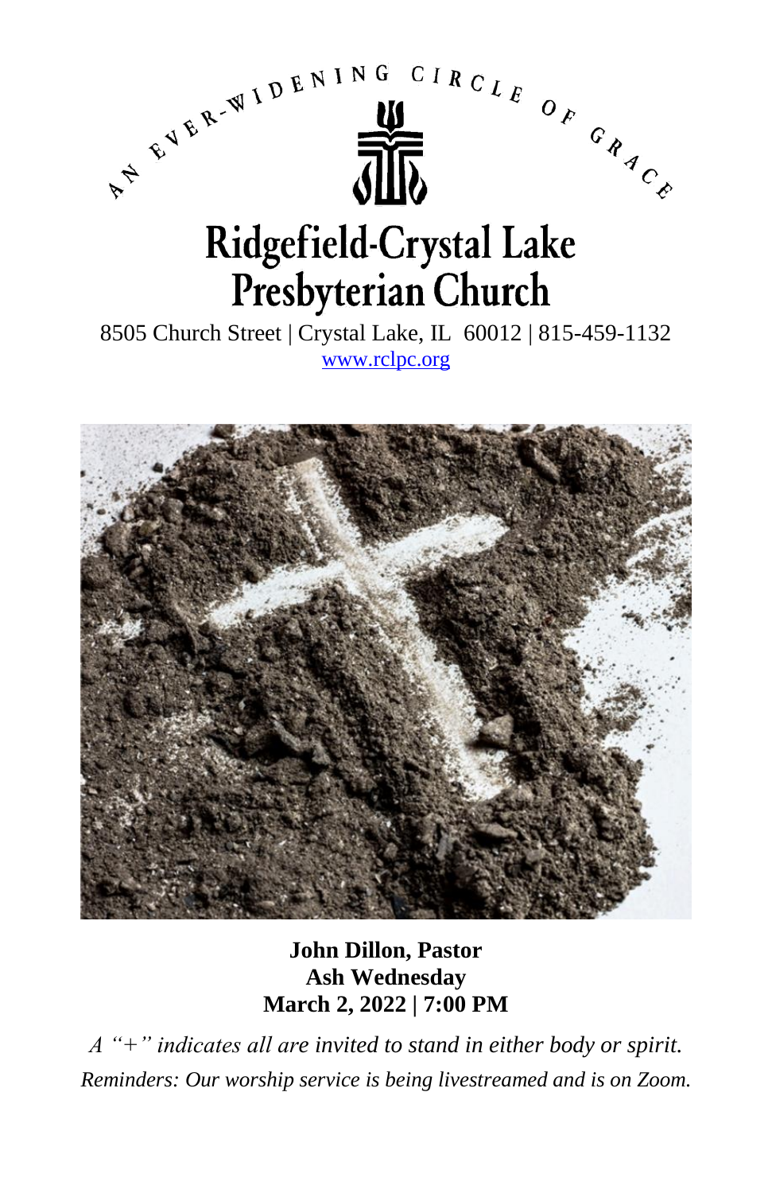AN EVER-WIDENING CIRCLE OF GRACE

# Ridgefield-Crystal Lake Presbyterian Church

8505 Church Street | Crystal Lake, IL  60012 | 815-459-1132
www.rclpc.org

**John Dillon, Pastor**
**Ash Wednesday**
**March 2, 2022 | 7:00 PM**

*A "+" indicates all are invited to stand in either body or spirit.*

*Reminders: Our worship service is being livestreamed and is on Zoom.*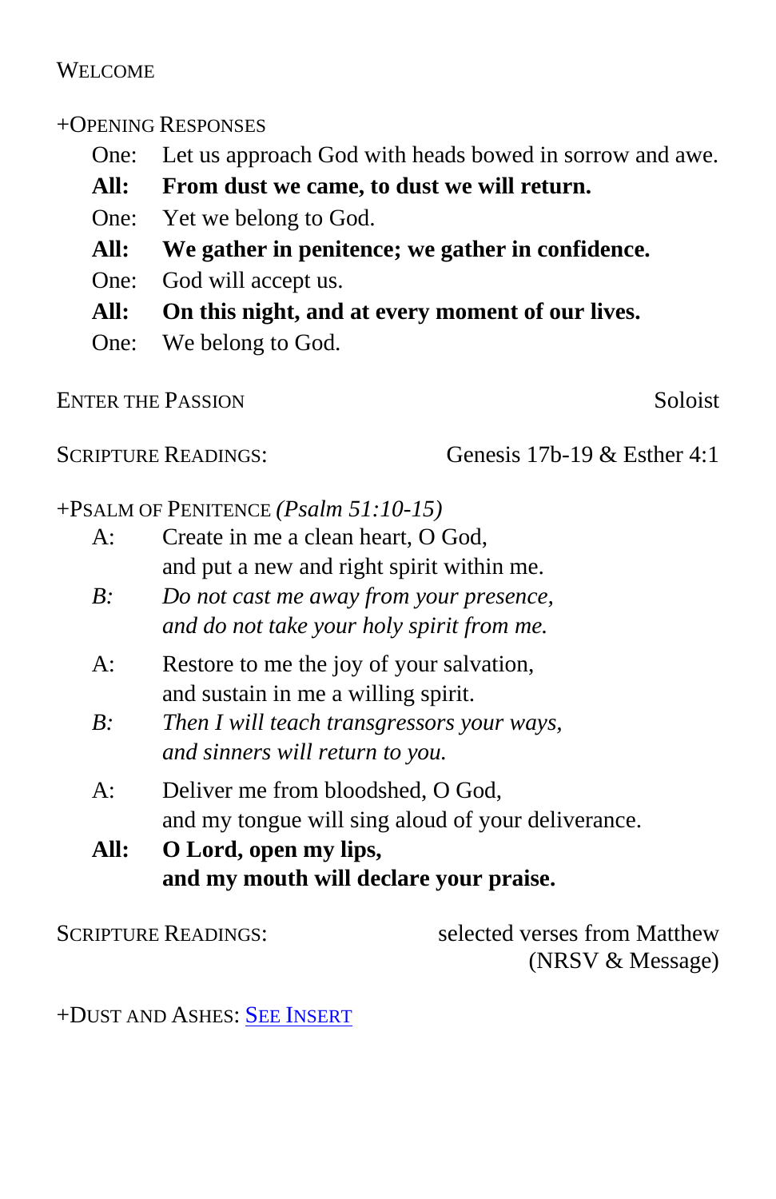WELCOME

+OPENING RESPONSES

One: Let us approach God with heads bowed in sorrow and awe.
**All: From dust we came, to dust we will return.**
One: Yet we belong to God.
**All: We gather in penitence; we gather in confidence.**
One: God will accept us.
**All: On this night, and at every moment of our lives.**
One: We belong to God.

ENTER THE PASSION — Soloist

SCRIPTURE READINGS: Genesis 17b-19 & Esther 4:1

+PSALM OF PENITENCE *(Psalm 51:10-15)*

A: Create in me a clean heart, O God,
and put a new and right spirit within me.
*B: Do not cast me away from your presence,*
*and do not take your holy spirit from me.*

A: Restore to me the joy of your salvation,
and sustain in me a willing spirit.
*B: Then I will teach transgressors your ways,*
*and sinners will return to you.*

A: Deliver me from bloodshed, O God,
and my tongue will sing aloud of your deliverance.
**All: O Lord, open my lips,**
**and my mouth will declare your praise.**

SCRIPTURE READINGS: selected verses from Matthew (NRSV & Message)

+DUST AND ASHES: SEE INSERT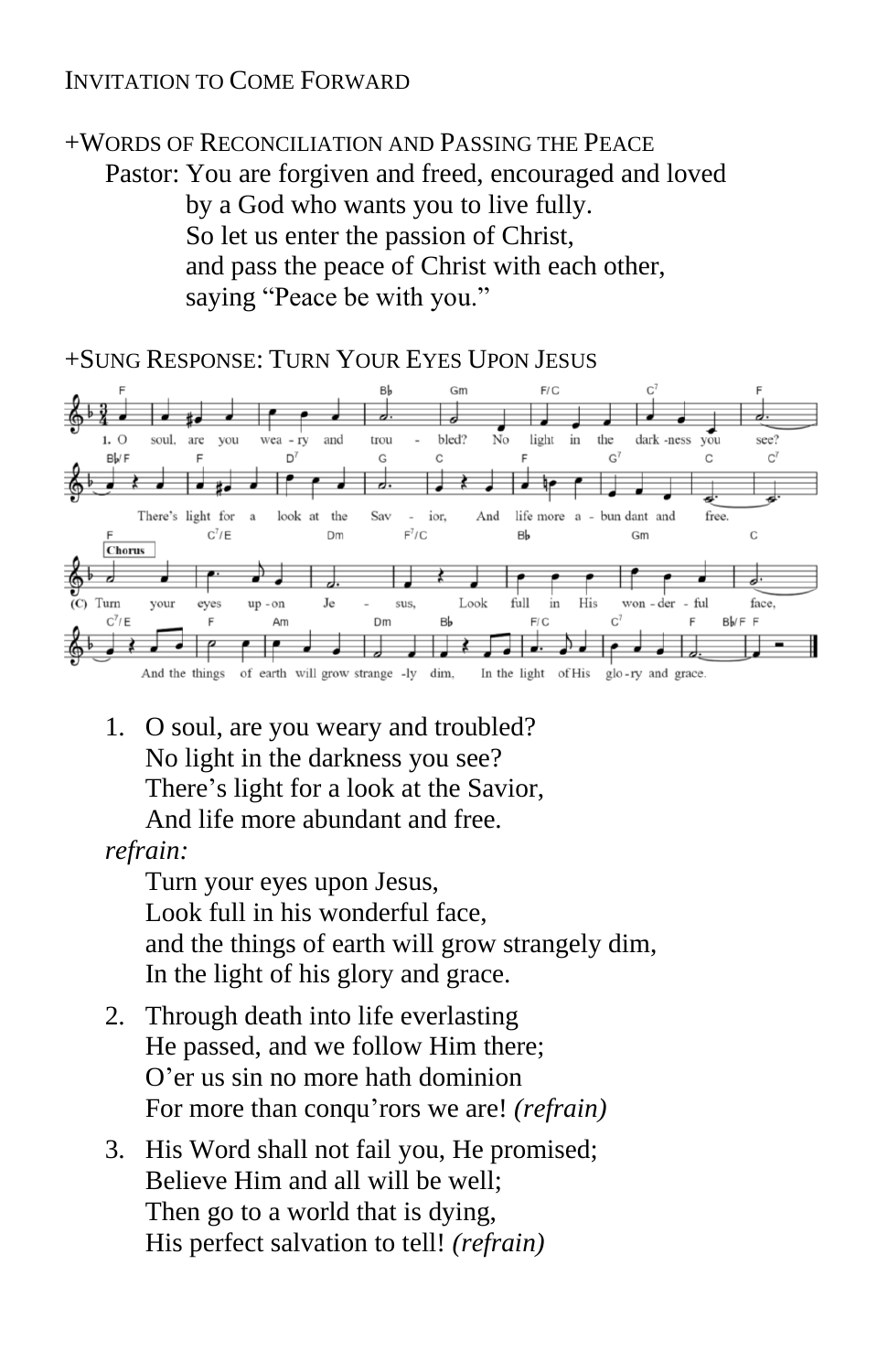INVITATION TO COME FORWARD

+WORDS OF RECONCILIATION AND PASSING THE PEACE

Pastor: You are forgiven and freed, encouraged and loved
by a God who wants you to live fully.
So let us enter the passion of Christ,
and pass the peace of Christ with each other,
saying "Peace be with you."

+SUNG RESPONSE: TURN YOUR EYES UPON JESUS

1. O soul, are you weary and troubled?
   No light in the darkness you see?
   There's light for a look at the Savior,
   And life more abundant and free.

*refrain:*

Turn your eyes upon Jesus,
Look full in his wonderful face,
and the things of earth will grow strangely dim,
In the light of his glory and grace.

2. Through death into life everlasting
   He passed, and we follow Him there;
   O'er us sin no more hath dominion
   For more than conqu'rors we are! *(refrain)*

3. His Word shall not fail you, He promised;
   Believe Him and all will be well;
   Then go to a world that is dying,
   His perfect salvation to tell! *(refrain)*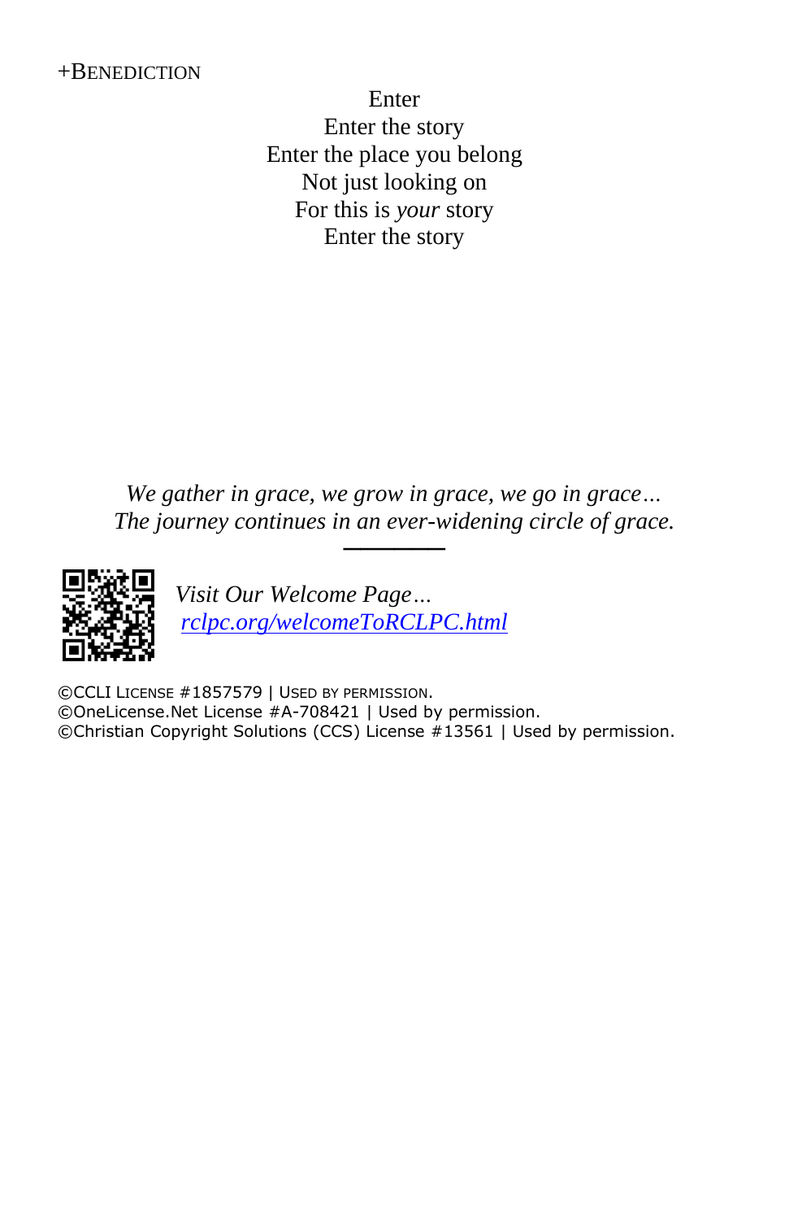+BENEDICTION

Enter  
Enter the story  
Enter the place you belong  
Not just looking on  
For this is *your* story  
Enter the story

*We gather in grace, we grow in grace, we go in grace…*  
*The journey continues in an ever-widening circle of grace.*

---

*Visit Our Welcome Page…*  
*[rclpc.org/welcomeToRCLPC.html](rclpc.org/welcomeToRCLPC.html)*

©CCLI LICENSE #1857579 | USED BY PERMISSION.  
©OneLicense.Net License #A-708421 | Used by permission.  
©Christian Copyright Solutions (CCS) License #13561 | Used by permission.